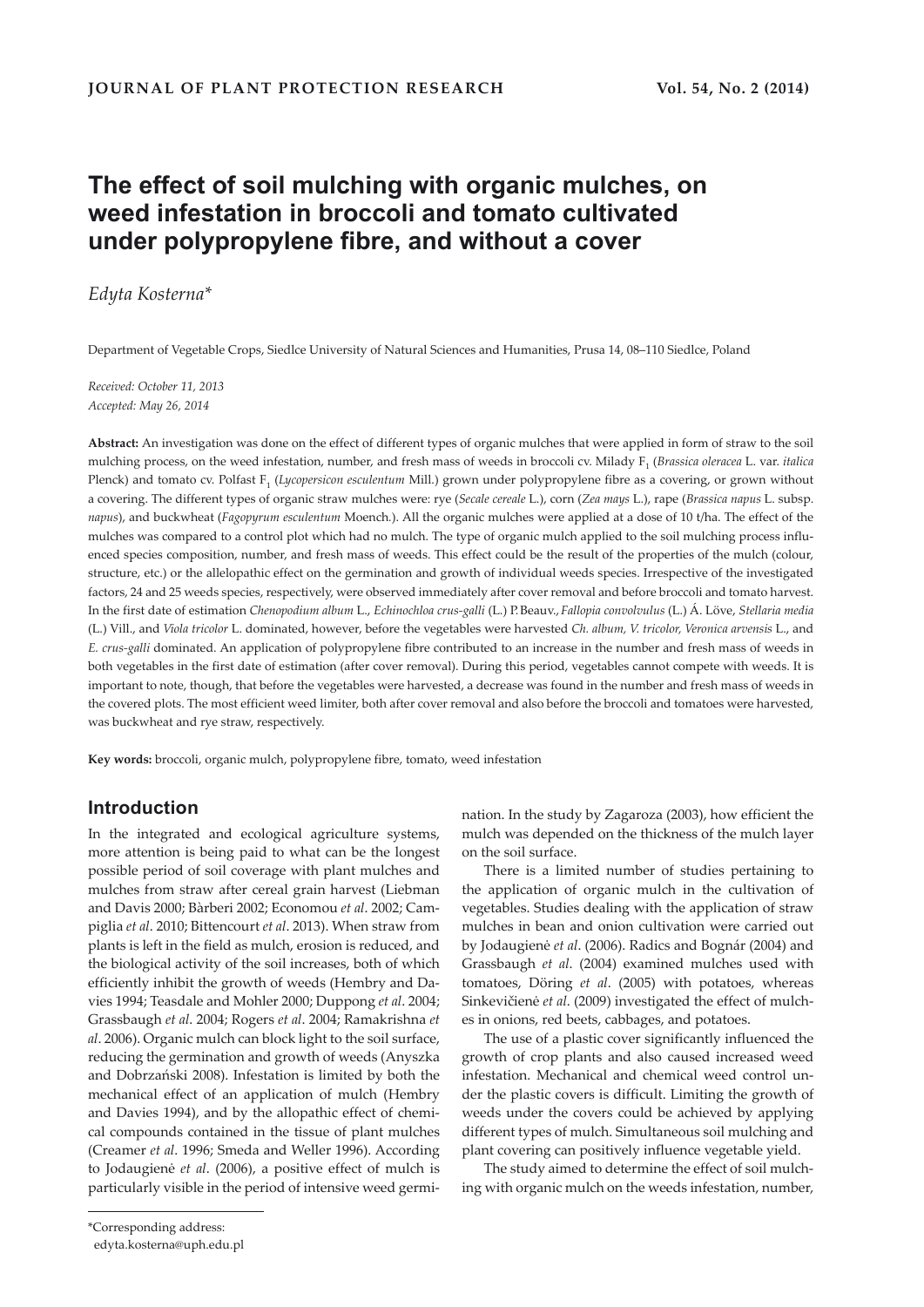# The effect of soil mulching with organic mulches, on weed infestation in broccoli and tomato cultivated under polypropylene fibre, and without a cover

*Edyta Kosterna**

Department of Vegetable Crops, Siedlce University of Natural Sciences and Humanities, Prusa 14, 08–110 Siedlce, Poland

*Received: October 11, 2013*
*Accepted: May 26, 2014*

**Abstract:** An investigation was done on the effect of different types of organic mulches that were applied in form of straw to the soil mulching process, on the weed infestation, number, and fresh mass of weeds in broccoli cv. Milady $F_1$ (*Brassica oleracea* L. var. *italica* Plenck) and tomato cv. Polfast $F_1$ (*Lycopersicon esculentum* Mill.) grown under polypropylene fibre as a covering, or grown without a covering. The different types of organic straw mulches were: rye (*Secale cereale* L.), corn (*Zea mays* L.), rape (*Brassica napus* L. subsp. *napus*), and buckwheat (*Fagopyrum esculentum* Moench.). All the organic mulches were applied at a dose of 10 t/ha. The effect of the mulches was compared to a control plot which had no mulch. The type of organic mulch applied to the soil mulching process influenced species composition, number, and fresh mass of weeds. This effect could be the result of the properties of the mulch (colour, structure, etc.) or the allelopathic effect on the germination and growth of individual weeds species. Irrespective of the investigated factors, 24 and 25 weeds species, respectively, were observed immediately after cover removal and before broccoli and tomato harvest. In the first date of estimation *Chenopodium album* L., *Echinochloa crus-galli* (L.) P.Beauv., *Fallopia convolvulus* (L.) Á. Löve, *Stellaria media* (L.) Vill., and *Viola tricolor* L. dominated, however, before the vegetables were harvested *Ch. album, V. tricolor, Veronica arvensis* L., and *E. crus-galli* dominated. An application of polypropylene fibre contributed to an increase in the number and fresh mass of weeds in both vegetables in the first date of estimation (after cover removal). During this period, vegetables cannot compete with weeds. It is important to note, though, that before the vegetables were harvested, a decrease was found in the number and fresh mass of weeds in the covered plots. The most efficient weed limiter, both after cover removal and also before the broccoli and tomatoes were harvested, was buckwheat and rye straw, respectively.

**Key words:** broccoli, organic mulch, polypropylene fibre, tomato, weed infestation

## Introduction

In the integrated and ecological agriculture systems, more attention is being paid to what can be the longest possible period of soil coverage with plant mulches and mulches from straw after cereal grain harvest (Liebman and Davis 2000; Bàrberi 2002; Economou *et al*. 2002; Campiglia *et al*. 2010; Bittencourt *et al*. 2013). When straw from plants is left in the field as mulch, erosion is reduced, and the biological activity of the soil increases, both of which efficiently inhibit the growth of weeds (Hembry and Davies 1994; Teasdale and Mohler 2000; Duppong *et al*. 2004; Grassbaugh *et al*. 2004; Rogers *et al*. 2004; Ramakrishna *et al*. 2006). Organic mulch can block light to the soil surface, reducing the germination and growth of weeds (Anyszka and Dobrzański 2008). Infestation is limited by both the mechanical effect of an application of mulch (Hembry and Davies 1994), and by the allopathic effect of chemical compounds contained in the tissue of plant mulches (Creamer *et al*. 1996; Smeda and Weller 1996). According to Jodaugienė *et al*. (2006), a positive effect of mulch is particularly visible in the period of intensive weed germination. In the study by Zagaroza (2003), how efficient the mulch was depended on the thickness of the mulch layer on the soil surface.

There is a limited number of studies pertaining to the application of organic mulch in the cultivation of vegetables. Studies dealing with the application of straw mulches in bean and onion cultivation were carried out by Jodaugienė *et al*. (2006). Radics and Bognár (2004) and Grassbaugh *et al*. (2004) examined mulches used with tomatoes, Döring *et al*. (2005) with potatoes, whereas Sinkevičienė *et al*. (2009) investigated the effect of mulches in onions, red beets, cabbages, and potatoes.

The use of a plastic cover significantly influenced the growth of crop plants and also caused increased weed infestation. Mechanical and chemical weed control under the plastic covers is difficult. Limiting the growth of weeds under the covers could be achieved by applying different types of mulch. Simultaneous soil mulching and plant covering can positively influence vegetable yield.

The study aimed to determine the effect of soil mulching with organic mulch on the weeds infestation, number,

*Corresponding address:
edyta.kosterna@uph.edu.pl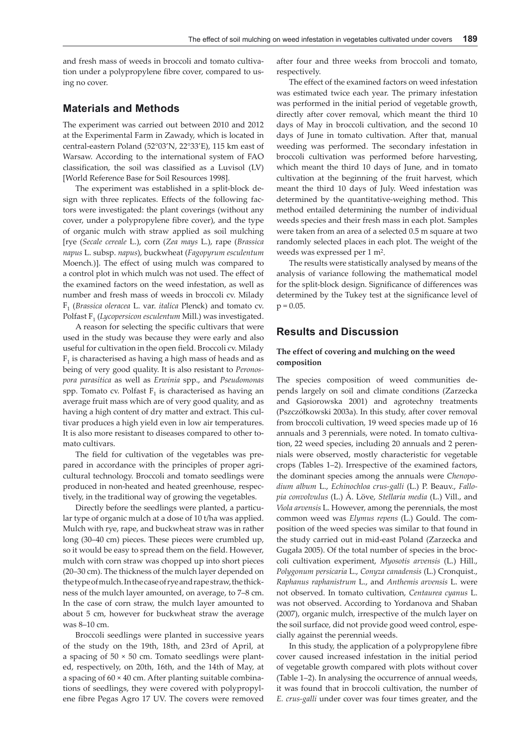and fresh mass of weeds in broccoli and tomato cultivation under a polypropylene fibre cover, compared to using no cover.

## Materials and Methods

The experiment was carried out between 2010 and 2012 at the Experimental Farm in Zawady, which is located in central-eastern Poland (52°03'N, 22°33'E), 115 km east of Warsaw. According to the international system of FAO classification, the soil was classified as a Luvisol (LV) [World Reference Base for Soil Resources 1998].

The experiment was established in a split-block design with three replicates. Effects of the following factors were investigated: the plant coverings (without any cover, under a polypropylene fibre cover), and the type of organic mulch with straw applied as soil mulching [rye (*Secale cereale* L.), corn (*Zea mays* L.), rape (*Brassica napus* L. subsp. *napus*), buckwheat (*Fagopyrum esculentum* Moench.)]. The effect of using mulch was compared to a control plot in which mulch was not used. The effect of the examined factors on the weed infestation, as well as number and fresh mass of weeds in broccoli cv. Milady $F_1$ (*Brassica oleracea* L. var. *italica* Plenck) and tomato cv. Polfast $F_1$ (*Lycopersicon esculentum* Mill.) was investigated.

A reason for selecting the specific cultivars that were used in the study was because they were early and also useful for cultivation in the open field. Broccoli cv. Milady $F_1$ is characterised as having a high mass of heads and as being of very good quality. It is also resistant to *Peronospora parasitica* as well as *Erwinia* spp., and *Pseudomonas* spp. Tomato cv. Polfast $F_1$ is characterised as having an average fruit mass which are of very good quality, and as having a high content of dry matter and extract. This cultivar produces a high yield even in low air temperatures. It is also more resistant to diseases compared to other tomato cultivars.

The field for cultivation of the vegetables was prepared in accordance with the principles of proper agricultural technology. Broccoli and tomato seedlings were produced in non-heated and heated greenhouse, respectively, in the traditional way of growing the vegetables.

Directly before the seedlings were planted, a particular type of organic mulch at a dose of 10 t/ha was applied. Mulch with rye, rape, and buckwheat straw was in rather long (30–40 cm) pieces. These pieces were crumbled up, so it would be easy to spread them on the field. However, mulch with corn straw was chopped up into short pieces (20–30 cm). The thickness of the mulch layer depended on the type of mulch. In the case of rye and rape straw, the thickness of the mulch layer amounted, on average, to 7–8 cm. In the case of corn straw, the mulch layer amounted to about 5 cm, however for buckwheat straw the average was 8–10 cm.

Broccoli seedlings were planted in successive years of the study on the 19th, 18th, and 23rd of April, at a spacing of 50 × 50 cm. Tomato seedlings were planted, respectively, on 20th, 16th, and the 14th of May, at a spacing of 60 × 40 cm. After planting suitable combinations of seedlings, they were covered with polypropylene fibre Pegas Agro 17 UV. The covers were removed after four and three weeks from broccoli and tomato, respectively.

The effect of the examined factors on weed infestation was estimated twice each year. The primary infestation was performed in the initial period of vegetable growth, directly after cover removal, which meant the third 10 days of May in broccoli cultivation, and the second 10 days of June in tomato cultivation. After that, manual weeding was performed. The secondary infestation in broccoli cultivation was performed before harvesting, which meant the third 10 days of June, and in tomato cultivation at the beginning of the fruit harvest, which meant the third 10 days of July. Weed infestation was determined by the quantitative-weighing method. This method entailed determining the number of individual weeds species and their fresh mass in each plot. Samples were taken from an area of a selected 0.5 m square at two randomly selected places in each plot. The weight of the weeds was expressed per 1 $m^2$.

The results were statistically analysed by means of the analysis of variance following the mathematical model for the split-block design. Significance of differences was determined by the Tukey test at the significance level of $p = 0.05$.

## Results and Discussion

### The effect of covering and mulching on the weed composition

The species composition of weed communities depends largely on soil and climate conditions (Zarzecka and Gąsiorowska 2001) and agrotechny treatments (Pszczółkowski 2003a). In this study, after cover removal from broccoli cultivation, 19 weed species made up of 16 annuals and 3 perennials, were noted. In tomato cultivation, 22 weed species, including 20 annuals and 2 perennials were observed, mostly characteristic for vegetable crops (Tables 1–2). Irrespective of the examined factors, the dominant species among the annuals were *Chenopodium album* L., *Echinochloa crus-galli* (L.) P. Beauv., *Fallopia convolvulus* (L.) Á. Löve, *Stellaria media* (L.) Vill., and *Viola arvensis* L. However, among the perennials, the most common weed was *Elymus repens* (L.) Gould. The composition of the weed species was similar to that found in the study carried out in mid-east Poland (Zarzecka and Gugała 2005). Of the total number of species in the broccoli cultivation experiment, *Myosotis arvensis* (L.) Hill., *Polygonum persicaria* L., *Conyza canadensis* (L.) Cronquist., *Raphanus raphanistrum* L., and *Anthemis arvensis* L. were not observed. In tomato cultivation, *Centaurea cyanus* L. was not observed. According to Yordanova and Shaban (2007), organic mulch, irrespective of the mulch layer on the soil surface, did not provide good weed control, especially against the perennial weeds.

In this study, the application of a polypropylene fibre cover caused increased infestation in the initial period of vegetable growth compared with plots without cover (Table 1–2). In analysing the occurrence of annual weeds, it was found that in broccoli cultivation, the number of *E. crus-galli* under cover was four times greater, and the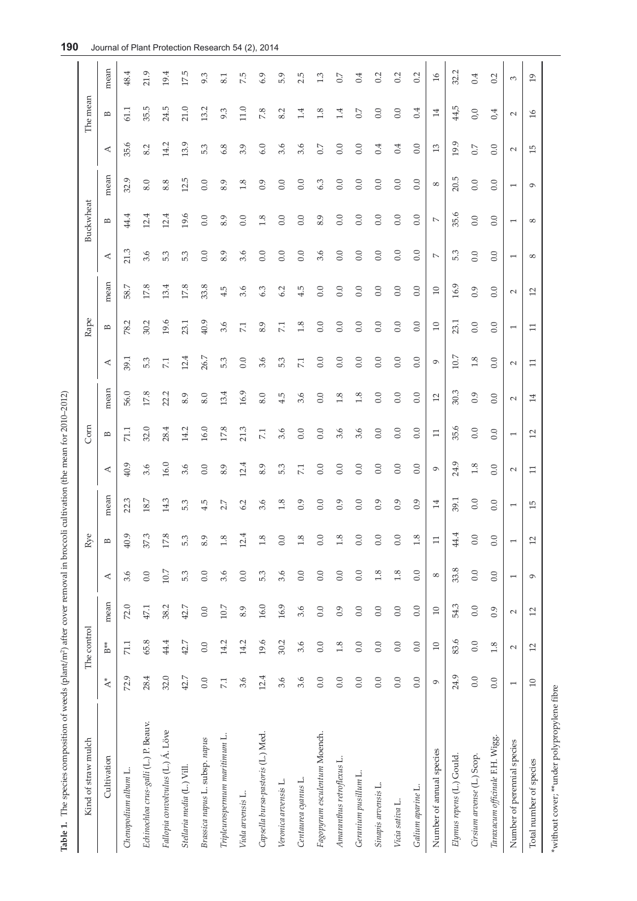**Table 1.** The species composition of weeds (plant/m²) after cover removal in broccoli cultivation (the mean for 2010–2012)

| Kind of straw mulch | The control | | | Rye | | | Corn | | | Rape | | | Buckwheat | | | The mean | | |
|---|---|---|---|---|---|---|---|---|---|---|---|---|---|---|---|---|---|---|
| Cultivation | A* | B** | mean | A | B | mean | A | B | mean | A | B | mean | A | B | mean | A | B | mean |
| *Chenopodium album* L. | 72.9 | 71.1 | 72.0 | 3.6 | 40.9 | 22.3 | 40.9 | 71.1 | 56.0 | 39.1 | 78.2 | 58.7 | 21.3 | 44.4 | 32.9 | 35.6 | 61.1 | 48.4 |
| *Echinochloa crus-galli* (L.) P. Beauv. | 28.4 | 65.8 | 47.1 | 0.0 | 37.3 | 18.7 | 3.6 | 32.0 | 17.8 | 5.3 | 30.2 | 17.8 | 3.6 | 12.4 | 8.0 | 8.2 | 35.5 | 21.9 |
| *Fallopia convolvulus* (L.) Á. Löve | 32.0 | 44.4 | 38.2 | 10.7 | 17.8 | 14.3 | 16.0 | 28.4 | 22.2 | 7.1 | 19.6 | 13.4 | 5.3 | 12.4 | 8.8 | 14.2 | 24.5 | 19.4 |
| *Stellaria media* (L.) Vill. | 42.7 | 42.7 | 42.7 | 5.3 | 5.3 | 5.3 | 3.6 | 14.2 | 8.9 | 12.4 | 23.1 | 17.8 | 5.3 | 19.6 | 12.5 | 13.9 | 21.0 | 17.5 |
| *Brassica napus* L. subsp. *napus* | 0.0 | 0.0 | 0.0 | 0.0 | 8.9 | 4.5 | 0.0 | 16.0 | 8.0 | 26.7 | 40.9 | 33.8 | 0.0 | 0.0 | 0.0 | 5.3 | 13.2 | 9.3 |
| *Tripleurospermum maritimum* L. | 7.1 | 14.2 | 10.7 | 3.6 | 1.8 | 2.7 | 8.9 | 17.8 | 13.4 | 5.3 | 3.6 | 4.5 | 8.9 | 8.9 | 8.9 | 6.8 | 9.3 | 8.1 |
| *Viola arvensis* L. | 3.6 | 14.2 | 8.9 | 0.0 | 12.4 | 6.2 | 12.4 | 21.3 | 16.9 | 0.0 | 7.1 | 3.6 | 3.6 | 0.0 | 1.8 | 3.9 | 11.0 | 7.5 |
| *Capsella bursa-pastoris* (L.) Med. | 12.4 | 19.6 | 16.0 | 5.3 | 1.8 | 3.6 | 8.9 | 7.1 | 8.0 | 3.6 | 8.9 | 6.3 | 0.0 | 1.8 | 0.9 | 6.0 | 7.8 | 6.9 |
| *Veronica arvensis* L. | 3.6 | 30.2 | 16.9 | 3.6 | 0.0 | 1.8 | 5.3 | 3.6 | 4.5 | 5.3 | 7.1 | 6.2 | 0.0 | 0.0 | 0.0 | 3.6 | 8.2 | 5.9 |
| *Centaurea cyanus* L. | 3.6 | 3.6 | 3.6 | 0.0 | 1.8 | 0.9 | 7.1 | 0.0 | 3.6 | 7.1 | 1.8 | 4.5 | 0.0 | 0.0 | 0.0 | 3.6 | 1.4 | 2.5 |
| *Fagopyrum esculentum* Moench. | 0.0 | 0.0 | 0.0 | 0.0 | 0.0 | 0.0 | 0.0 | 0.0 | 0.0 | 0.0 | 0.0 | 0.0 | 3.6 | 8.9 | 6.3 | 0.7 | 1.8 | 1.3 |
| *Amaranthus retroflexus* L. | 0.0 | 1.8 | 0.9 | 0.0 | 1.8 | 0.9 | 0.0 | 3.6 | 1.8 | 0.0 | 0.0 | 0.0 | 0.0 | 0.0 | 0.0 | 0.0 | 1.4 | 0.7 |
| *Geranium pusillum* L. | 0.0 | 0.0 | 0.0 | 0.0 | 0.0 | 0.0 | 0.0 | 3.6 | 1.8 | 0.0 | 0.0 | 0.0 | 0.0 | 0.0 | 0.0 | 0.0 | 0.7 | 0.4 |
| *Sinapis arvensis* L. | 0.0 | 0.0 | 0.0 | 1.8 | 0.0 | 0.9 | 0.0 | 0.0 | 0.0 | 0.0 | 0.0 | 0.0 | 0.0 | 0.0 | 0.0 | 0.4 | 0.0 | 0.2 |
| *Vicia sativa* L. | 0.0 | 0.0 | 0.0 | 1.8 | 0.0 | 0.9 | 0.0 | 0.0 | 0.0 | 0.0 | 0.0 | 0.0 | 0.0 | 0.0 | 0.0 | 0.4 | 0.0 | 0.2 |
| *Galium aparine* L. | 0.0 | 0.0 | 0.0 | 0.0 | 1.8 | 0.9 | 0.0 | 0.0 | 0.0 | 0.0 | 0.0 | 0.0 | 0.0 | 0.0 | 0.0 | 0.0 | 0.4 | 0.2 |
| Number of annual species | 9 | 10 | 10 | 8 | 11 | 14 | 9 | 11 | 12 | 9 | 10 | 10 | 7 | 7 | 8 | 13 | 14 | 16 |
| *Elymus repens* (L.) Gould. | 24.9 | 83.6 | 54.3 | 33.8 | 44.4 | 39.1 | 24.9 | 35.6 | 30.3 | 10.7 | 23.1 | 16.9 | 5.3 | 35.6 | 20.5 | 19.9 | 44.5 | 32.2 |
| *Cirsium arvense* (L.) Scop. | 0.0 | 0.0 | 0.0 | 0.0 | 0.0 | 0.0 | 1.8 | 0.0 | 0.9 | 1.8 | 0.0 | 0.9 | 0.0 | 0.0 | 0.0 | 0.7 | 0.0 | 0.4 |
| *Taraxacum officinale* F.H. Wigg. | 0.0 | 1.8 | 0.9 | 0.0 | 0.0 | 0.0 | 0.0 | 0.0 | 0.0 | 0.0 | 0.0 | 0.0 | 0.0 | 0.0 | 0.0 | 0.0 | 0.4 | 0.2 |
| Number of perennial species | 1 | 2 | 2 | 1 | 1 | 1 | 2 | 1 | 2 | 2 | 1 | 2 | 1 | 1 | 1 | 2 | 2 | 3 |
| Total number of species | 10 | 12 | 12 | 9 | 12 | 15 | 11 | 12 | 14 | 11 | 11 | 12 | 8 | 8 | 9 | 15 | 16 | 19 |

*without cover; **under polypropylene fibre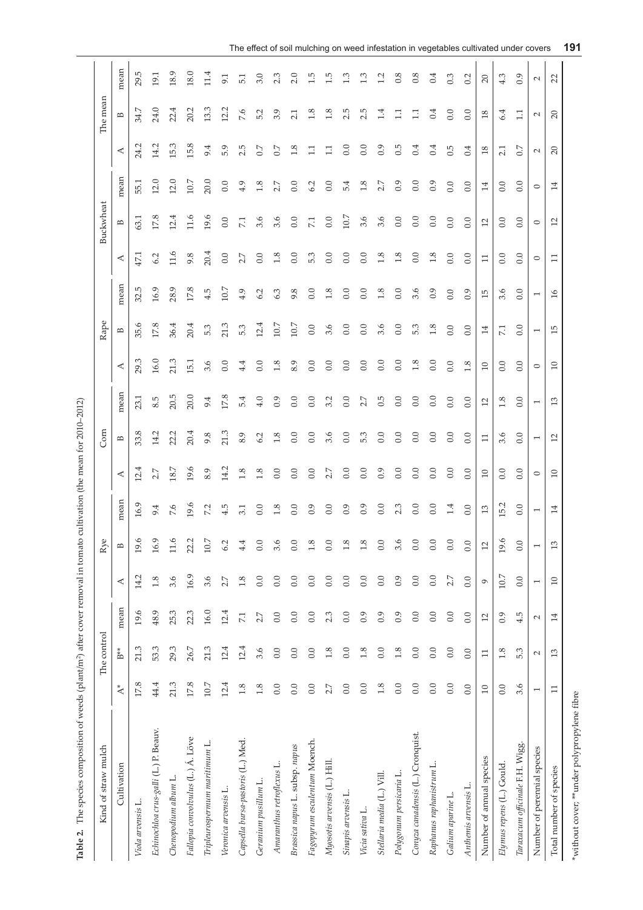**Table 2.** The species composition of weeds (plant/m²) after cover removal in tomato cultivation (the mean for 2010–2012)

| Kind of straw mulch | The control | | | Rye | | | Corn | | | Rape | | | Buckwheat | | | The mean | | |
|---|---|---|---|---|---|---|---|---|---|---|---|---|---|---|---|---|---|---|
| Cultivation | A* | B** | mean | A | B | mean | A | B | mean | A | B | mean | A | B | mean | A | B | mean |
| *Viola arvensis* L. | 17.8 | 21.3 | 19.6 | 14.2 | 19.6 | 16.9 | 12.4 | 33.8 | 23.1 | 29.3 | 35.6 | 32.5 | 47.1 | 63.1 | 55.1 | 24.2 | 34.7 | 29.5 |
| *Echinochloa crus-galli* (L.) P. Beauv. | 44.4 | 53.3 | 48.9 | 1.8 | 16.9 | 9.4 | 2.7 | 14.2 | 8.5 | 16.0 | 17.8 | 16.9 | 6.2 | 17.8 | 12.0 | 14.2 | 24.0 | 19.1 |
| *Chenopodium album* L. | 21.3 | 29.3 | 25.3 | 3.6 | 11.6 | 7.6 | 18.7 | 22.2 | 20.5 | 21.3 | 36.4 | 28.9 | 11.6 | 12.4 | 12.0 | 15.3 | 22.4 | 18.9 |
| *Fallopia convolvulus* (L.) Á. Löve | 17.8 | 26.7 | 22.3 | 16.9 | 22.2 | 19.6 | 19.6 | 20.4 | 20.0 | 15.1 | 20.4 | 17.8 | 9.8 | 11.6 | 10.7 | 15.8 | 20.2 | 18.0 |
| *Tripleurospermum maritimum* L. | 10.7 | 21.3 | 16.0 | 3.6 | 10.7 | 7.2 | 8.9 | 9.8 | 9.4 | 3.6 | 5.3 | 4.5 | 20.4 | 19.6 | 20.0 | 9.4 | 13.3 | 11.4 |
| *Veronica arvensis* L. | 12.4 | 12.4 | 12.4 | 2.7 | 6.2 | 4.5 | 14.2 | 21.3 | 17.8 | 0.0 | 21.3 | 10.7 | 0.0 | 0.0 | 0.0 | 5.9 | 12.2 | 9.1 |
| *Capsella bursa-pastoris* (L.) Med. | 1.8 | 12.4 | 7.1 | 1.8 | 4.4 | 3.1 | 1.8 | 8.9 | 5.4 | 4.4 | 5.3 | 4.9 | 2.7 | 7.1 | 4.9 | 2.5 | 7.6 | 5.1 |
| *Geranium pusillum* L. | 1.8 | 3.6 | 2.7 | 0.0 | 0.0 | 0.0 | 1.8 | 6.2 | 4.0 | 0.0 | 12.4 | 6.2 | 0.0 | 3.6 | 1.8 | 0.7 | 5.2 | 3.0 |
| *Amaranthus retroflexus* L. | 0.0 | 0.0 | 0.0 | 0.0 | 3.6 | 1.8 | 0.0 | 1.8 | 0.9 | 1.8 | 10.7 | 6.3 | 1.8 | 3.6 | 2.7 | 0.7 | 3.9 | 2.3 |
| *Brassica napus* L. subsp. *napus* | 0.0 | 0.0 | 0.0 | 0.0 | 0.0 | 0.0 | 0.0 | 0.0 | 0.0 | 8.9 | 10.7 | 9.8 | 0.0 | 0.0 | 0.0 | 1.8 | 2.1 | 2.0 |
| *Fagopyrum esculentum* Moench. | 0.0 | 0.0 | 0.0 | 0.0 | 1.8 | 0.9 | 0.0 | 0.0 | 0.0 | 0.0 | 0.0 | 0.0 | 5.3 | 7.1 | 6.2 | 1.1 | 1.8 | 1.5 |
| *Myosotis arvensis* (L.) Hill. | 2.7 | 1.8 | 2.3 | 0.0 | 0.0 | 0.0 | 2.7 | 3.6 | 3.2 | 0.0 | 3.6 | 1.8 | 0.0 | 0.0 | 0.0 | 1.1 | 1.8 | 1.5 |
| *Sinapis arvensis* L. | 0.0 | 0.0 | 0.0 | 0.0 | 1.8 | 0.9 | 0.0 | 0.0 | 0.0 | 0.0 | 0.0 | 0.0 | 0.0 | 10.7 | 5.4 | 0.0 | 2.5 | 1.3 |
| *Vicia sativa* L. | 0.0 | 1.8 | 0.9 | 0.0 | 1.8 | 0.9 | 0.0 | 5.3 | 2.7 | 0.0 | 0.0 | 0.0 | 0.0 | 3.6 | 1.8 | 0.0 | 2.5 | 1.3 |
| *Stellaria media* (L.) Vill. | 1.8 | 0.0 | 0.9 | 0.0 | 0.0 | 0.0 | 0.9 | 0.0 | 0.5 | 0.0 | 3.6 | 1.8 | 1.8 | 3.6 | 2.7 | 0.9 | 1.4 | 1.2 |
| *Polygonum persicaria* L. | 0.0 | 1.8 | 0.9 | 0.9 | 3.6 | 2.3 | 0.0 | 0.0 | 0.0 | 0.0 | 0.0 | 0.0 | 1.8 | 0.0 | 0.9 | 0.5 | 1.1 | 0.8 |
| *Conyza canadensis* (L.) Cronquist. | 0.0 | 0.0 | 0.0 | 0.0 | 0.0 | 0.0 | 0.0 | 0.0 | 0.0 | 1.8 | 5.3 | 3.6 | 0.0 | 0.0 | 0.0 | 0.4 | 1.1 | 0.8 |
| *Raphanus raphanistrum* L. | 0.0 | 0.0 | 0.0 | 0.0 | 0.0 | 0.0 | 0.0 | 0.0 | 0.0 | 0.0 | 1.8 | 0.9 | 1.8 | 0.0 | 0.9 | 0.4 | 0.4 | 0.4 |
| *Galium aparine* L. | 0.0 | 0.0 | 0.0 | 2.7 | 0.0 | 1.4 | 0.0 | 0.0 | 0.0 | 0.0 | 0.0 | 0.0 | 0.0 | 0.0 | 0.0 | 0.5 | 0.0 | 0.3 |
| *Anthemis arvensis* L. | 0.0 | 0.0 | 0.0 | 0.0 | 0.0 | 0.0 | 0.0 | 0.0 | 0.0 | 1.8 | 0.0 | 0.9 | 0.0 | 0.0 | 0.0 | 0.4 | 0.0 | 0.2 |
| Number of annual species | 10 | 11 | 12 | 9 | 12 | 13 | 10 | 11 | 12 | 10 | 14 | 15 | 11 | 12 | 14 | 18 | 18 | 20 |
| *Elymus repens* (L.) Gould. | 0.0 | 1.8 | 0.9 | 10.7 | 19.6 | 15.2 | 0.0 | 3.6 | 1.8 | 0.0 | 7.1 | 3.6 | 0.0 | 0.0 | 0.0 | 2.1 | 6.4 | 4.3 |
| *Taraxacum officinale* F.H. Wigg. | 3.6 | 5.3 | 4.5 | 0.0 | 0.0 | 0.0 | 0.0 | 0.0 | 0.0 | 0.0 | 0.0 | 0.0 | 0.0 | 0.0 | 0.0 | 0.7 | 1.1 | 0.9 |
| Number of perennial species | 1 | 2 | 2 | 1 | 1 | 1 | 0 | 1 | 1 | 0 | 1 | 1 | 0 | 0 | 0 | 2 | 2 | 2 |
| Total number of species | 11 | 13 | 14 | 10 | 13 | 14 | 10 | 12 | 13 | 10 | 15 | 16 | 11 | 12 | 14 | 20 | 20 | 22 |

*without cover; **under polypropylene fibre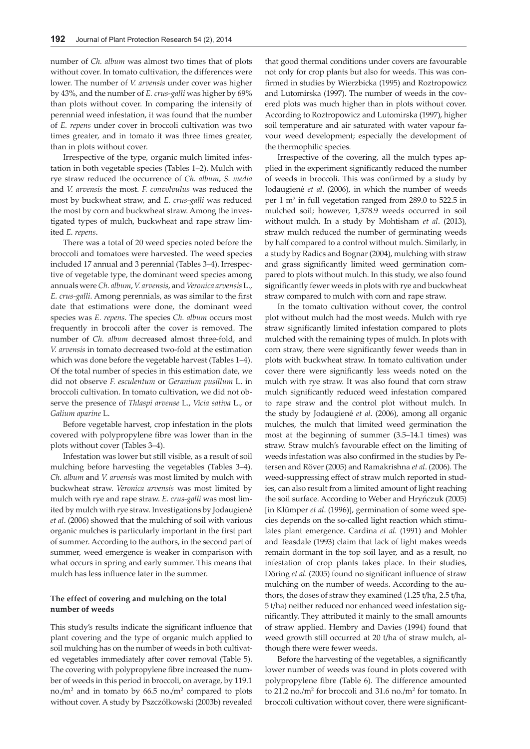number of *Ch. album* was almost two times that of plots without cover. In tomato cultivation, the differences were lower. The number of *V. arvensis* under cover was higher by 43%, and the number of *E. crus-galli* was higher by 69% than plots without cover. In comparing the intensity of perennial weed infestation, it was found that the number of *E. repens* under cover in broccoli cultivation was two times greater, and in tomato it was three times greater, than in plots without cover.

Irrespective of the type, organic mulch limited infestation in both vegetable species (Tables 1–2). Mulch with rye straw reduced the occurrence of *Ch. album*, *S. media* and *V. arvensis* the most. *F. convolvulus* was reduced the most by buckwheat straw, and *E. crus-galli* was reduced the most by corn and buckwheat straw. Among the investigated types of mulch, buckwheat and rape straw limited *E. repens*.

There was a total of 20 weed species noted before the broccoli and tomatoes were harvested. The weed species included 17 annual and 3 perennial (Tables 3–4). Irrespective of vegetable type, the dominant weed species among annuals were *Ch. album*, *V. arvensis*, and *Veronica arvensis* L., *E. crus-galli*. Among perennials, as was similar to the first date that estimations were done, the dominant weed species was *E. repens*. The species *Ch. album* occurs most frequently in broccoli after the cover is removed. The number of *Ch. album* decreased almost three-fold, and *V. arvensis* in tomato decreased two-fold at the estimation which was done before the vegetable harvest (Tables 1–4). Of the total number of species in this estimation date, we did not observe *F. esculentum* or *Geranium pusillum* L. in broccoli cultivation. In tomato cultivation, we did not observe the presence of *Thlaspi arvense* L., *Vicia sativa* L., or *Galium aparine* L.

Before vegetable harvest, crop infestation in the plots covered with polypropylene fibre was lower than in the plots without cover (Tables 3–4).

Infestation was lower but still visible, as a result of soil mulching before harvesting the vegetables (Tables 3–4). *Ch. album* and *V. arvensis* was most limited by mulch with buckwheat straw. *Veronica arvensis* was most limited by mulch with rye and rape straw. *E. crus-galli* was most limited by mulch with rye straw. Investigations by Jodaugienė *et al*. (2006) showed that the mulching of soil with various organic mulches is particularly important in the first part of summer. According to the authors, in the second part of summer, weed emergence is weaker in comparison with what occurs in spring and early summer. This means that mulch has less influence later in the summer.

**The effect of covering and mulching on the total number of weeds**

This study's results indicate the significant influence that plant covering and the type of organic mulch applied to soil mulching has on the number of weeds in both cultivated vegetables immediately after cover removal (Table 5). The covering with polypropylene fibre increased the number of weeds in this period in broccoli, on average, by 119.1 no./m$^2$ and in tomato by 66.5 no./m$^2$ compared to plots without cover. A study by Pszczółkowski (2003b) revealed that good thermal conditions under covers are favourable not only for crop plants but also for weeds. This was confirmed in studies by Wierzbicka (1995) and Roztropowicz and Lutomirska (1997). The number of weeds in the covered plots was much higher than in plots without cover. According to Roztropowicz and Lutomirska (1997), higher soil temperature and air saturated with water vapour favour weed development; especially the development of the thermophilic species.

Irrespective of the covering, all the mulch types applied in the experiment significantly reduced the number of weeds in broccoli. This was confirmed by a study by Jodaugienė *et al*. (2006), in which the number of weeds per 1 m$^2$ in full vegetation ranged from 289.0 to 522.5 in mulched soil; however, 1,378.9 weeds occurred in soil without mulch. In a study by Mohtisham *et al*. (2013), straw mulch reduced the number of germinating weeds by half compared to a control without mulch. Similarly, in a study by Radics and Bognar (2004), mulching with straw and grass significantly limited weed germination compared to plots without mulch. In this study, we also found significantly fewer weeds in plots with rye and buckwheat straw compared to mulch with corn and rape straw.

In the tomato cultivation without cover, the control plot without mulch had the most weeds. Mulch with rye straw significantly limited infestation compared to plots mulched with the remaining types of mulch. In plots with corn straw, there were significantly fewer weeds than in plots with buckwheat straw. In tomato cultivation under cover there were significantly less weeds noted on the mulch with rye straw. It was also found that corn straw mulch significantly reduced weed infestation compared to rape straw and the control plot without mulch. In the study by Jodaugienė *et al*. (2006), among all organic mulches, the mulch that limited weed germination the most at the beginning of summer (3.5–14.1 times) was straw. Straw mulch's favourable effect on the limiting of weeds infestation was also confirmed in the studies by Petersen and Röver (2005) and Ramakrishna *et al*. (2006). The weed-suppressing effect of straw mulch reported in studies, can also result from a limited amount of light reaching the soil surface. According to Weber and Hryńczuk (2005) [in Klümper *et al*. (1996)], germination of some weed species depends on the so-called light reaction which stimulates plant emergence. Cardina *et al*. (1991) and Mohler and Teasdale (1993) claim that lack of light makes weeds remain dormant in the top soil layer, and as a result, no infestation of crop plants takes place. In their studies, Döring *et al*. (2005) found no significant influence of straw mulching on the number of weeds. According to the authors, the doses of straw they examined (1.25 t/ha, 2.5 t/ha, 5 t/ha) neither reduced nor enhanced weed infestation significantly. They attributed it mainly to the small amounts of straw applied. Hembry and Davies (1994) found that weed growth still occurred at 20 t/ha of straw mulch, although there were fewer weeds.

Before the harvesting of the vegetables, a significantly lower number of weeds was found in plots covered with polypropylene fibre (Table 6). The difference amounted to 21.2 no./m$^2$ for broccoli and 31.6 no./m$^2$ for tomato. In broccoli cultivation without cover, there were significant-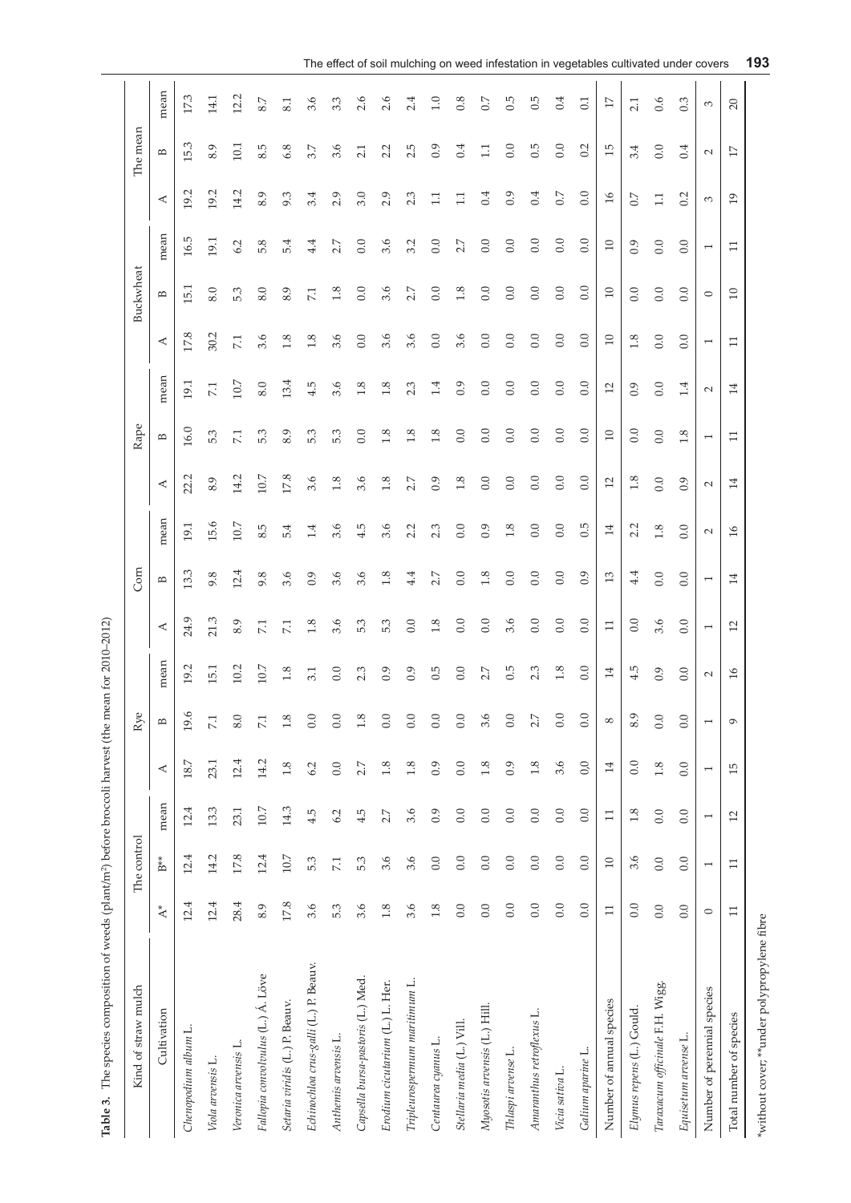**Table 3.** The species composition of weeds (plant/m²) before broccoli harvest (the mean for 2010–2012)

| Kind of straw mulch | The control | | | Rye | | | Corn | | | Rape | | | Buckwheat | | | The mean | | |
|---|---|---|---|---|---|---|---|---|---|---|---|---|---|---|---|---|---|---|
| Cultivation | A* | B** | mean | A | B | mean | A | B | mean | A | B | mean | A | B | mean | A | B | mean |
| *Chenopodium album* L. | 12.4 | 12.4 | 12.4 | 18.7 | 19.6 | 19.2 | 24.9 | 13.3 | 19.1 | 22.2 | 16.0 | 19.1 | 17.8 | 15.1 | 16.5 | 19.2 | 15.3 | 17.3 |
| *Viola arvensis* L. | 12.4 | 14.2 | 13.3 | 23.1 | 7.1 | 15.1 | 21.3 | 9.8 | 15.6 | 8.9 | 5.3 | 7.1 | 30.2 | 8.0 | 19.1 | 19.2 | 8.9 | 14.1 |
| *Veronica arvensis* L. | 28.4 | 17.8 | 23.1 | 12.4 | 8.0 | 10.2 | 8.9 | 12.4 | 10.7 | 14.2 | 7.1 | 10.7 | 7.1 | 5.3 | 6.2 | 14.2 | 10.1 | 12.2 |
| *Fallopia convolvulus* (L.) Á. Löve | 8.9 | 12.4 | 10.7 | 14.2 | 7.1 | 10.7 | 7.1 | 9.8 | 8.5 | 10.7 | 5.3 | 8.0 | 3.6 | 8.0 | 5.8 | 8.9 | 8.5 | 8.7 |
| *Setaria viridis* (L.) P. Beauv. | 17.8 | 10.7 | 14.3 | 1.8 | 1.8 | 1.8 | 7.1 | 3.6 | 5.4 | 17.8 | 8.9 | 13.4 | 1.8 | 8.9 | 5.4 | 9.3 | 6.8 | 8.1 |
| *Echinochloa crus-galli* (L.) P. Beauv. | 3.6 | 5.3 | 4.5 | 6.2 | 0.0 | 3.1 | 1.8 | 0.9 | 1.4 | 3.6 | 5.3 | 4.5 | 1.8 | 7.1 | 4.4 | 3.4 | 3.7 | 3.6 |
| *Anthemis arvensis* L. | 5.3 | 7.1 | 6.2 | 0.0 | 0.0 | 0.0 | 3.6 | 3.6 | 3.6 | 1.8 | 5.3 | 3.6 | 3.6 | 1.8 | 2.7 | 2.9 | 3.6 | 3.3 |
| *Capsella bursa-pastoris* (L.) Med. | 3.6 | 5.3 | 4.5 | 2.7 | 1.8 | 2.3 | 5.3 | 3.6 | 4.5 | 3.6 | 0.0 | 1.8 | 0.0 | 0.0 | 0.0 | 3.0 | 2.1 | 2.6 |
| *Erodium cicutarium* (L.) L. Her. | 1.8 | 3.6 | 2.7 | 1.8 | 0.0 | 0.9 | 5.3 | 1.8 | 3.6 | 1.8 | 1.8 | 1.8 | 3.6 | 3.6 | 3.6 | 2.9 | 2.2 | 2.6 |
| *Tripleurospermum maritimum* L. | 3.6 | 3.6 | 3.6 | 1.8 | 0.0 | 0.9 | 0.0 | 4.4 | 2.2 | 2.7 | 1.8 | 2.3 | 3.6 | 2.7 | 3.2 | 2.3 | 2.5 | 2.4 |
| *Centaurea cyanus* L. | 1.8 | 0.0 | 0.9 | 0.9 | 0.0 | 0.5 | 1.8 | 2.7 | 2.3 | 0.9 | 1.8 | 1.4 | 0.0 | 0.0 | 0.0 | 1.1 | 0.9 | 1.0 |
| *Stellaria media* (L.) Vill. | 0.0 | 0.0 | 0.0 | 0.0 | 0.0 | 0.0 | 0.0 | 0.0 | 0.0 | 1.8 | 0.0 | 0.9 | 3.6 | 1.8 | 2.7 | 1.1 | 0.4 | 0.8 |
| *Myosotis arvensis* (L.) Hill. | 0.0 | 0.0 | 0.0 | 1.8 | 3.6 | 2.7 | 0.0 | 1.8 | 0.9 | 0.0 | 0.0 | 0.0 | 0.0 | 0.0 | 0.0 | 0.4 | 1.1 | 0.7 |
| *Thlaspi arvense* L. | 0.0 | 0.0 | 0.0 | 0.9 | 0.0 | 0.5 | 3.6 | 0.0 | 1.8 | 0.0 | 0.0 | 0.0 | 0.0 | 0.0 | 0.0 | 0.9 | 0.0 | 0.5 |
| *Amaranthus retroflexus* L. | 0.0 | 0.0 | 0.0 | 1.8 | 2.7 | 2.3 | 0.0 | 0.0 | 0.0 | 0.0 | 0.0 | 0.0 | 0.0 | 0.0 | 0.0 | 0.4 | 0.5 | 0.5 |
| *Vicia sativa* L. | 0.0 | 0.0 | 0.0 | 3.6 | 0.0 | 1.8 | 0.0 | 0.0 | 0.0 | 0.0 | 0.0 | 0.0 | 0.0 | 0.0 | 0.0 | 0.7 | 0.0 | 0.4 |
| *Galium aparine* L. | 0.0 | 0.0 | 0.0 | 0.0 | 0.0 | 0.0 | 0.0 | 0.9 | 0.5 | 0.0 | 0.0 | 0.0 | 0.0 | 0.0 | 0.0 | 0.0 | 0.2 | 0.1 |
| Number of annual species | 11 | 10 | 11 | 14 | 8 | 14 | 11 | 13 | 14 | 12 | 10 | 12 | 10 | 10 | 10 | 16 | 15 | 17 |
| *Elymus repens* (L.) Gould. | 0.0 | 3.6 | 1.8 | 0.0 | 8.9 | 4.5 | 0.0 | 4.4 | 2.2 | 1.8 | 0.0 | 0.9 | 1.8 | 0.0 | 0.9 | 0.7 | 3.4 | 2.1 |
| *Taraxacum officinale* F.H. Wigg. | 0.0 | 0.0 | 0.0 | 1.8 | 0.0 | 0.9 | 3.6 | 0.0 | 1.8 | 0.0 | 0.0 | 0.0 | 0.0 | 0.0 | 0.0 | 1.1 | 0.0 | 0.6 |
| *Equisetum arvense* L. | 0.0 | 0.0 | 0.0 | 0.0 | 0.0 | 0.0 | 0.0 | 0.0 | 0.0 | 0.9 | 1.8 | 1.4 | 0.0 | 0.0 | 0.0 | 0.2 | 0.4 | 0.3 |
| Number of perennial species | 0 | 1 | 1 | 1 | 1 | 2 | 1 | 1 | 2 | 2 | 1 | 2 | 1 | 0 | 1 | 3 | 2 | 3 |
| Total number of species | 11 | 11 | 12 | 15 | 9 | 16 | 12 | 14 | 16 | 14 | 11 | 14 | 11 | 10 | 11 | 19 | 17 | 20 |

*without cover; **under polypropylene fibre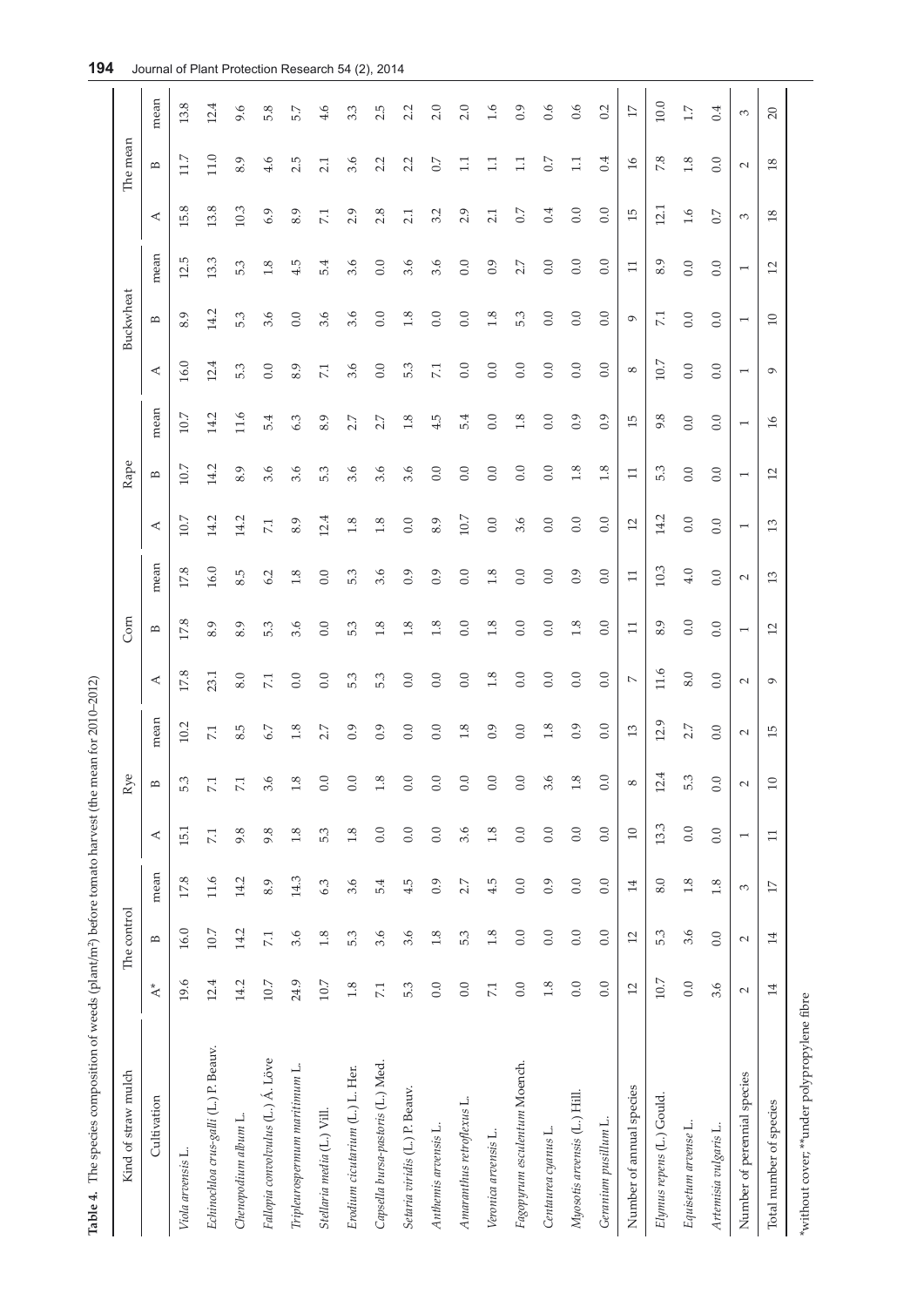**Table 4.** The species composition of weeds (plant/m²) before tomato harvest (the mean for 2010–2012)

| Kind of straw mulch | The control | | | Rye | | | Corn | | | Rape | | | Buckwheat | | | The mean | | |
|---|---|---|---|---|---|---|---|---|---|---|---|---|---|---|---|---|---|---|
| Cultivation | A* | B | mean | A | B | mean | A | B | mean | A | B | mean | A | B | mean | A | B | mean |
| *Viola arvensis* L. | 19.6 | 16.0 | 17.8 | 15.1 | 5.3 | 10.2 | 17.8 | 17.8 | 17.8 | 10.7 | 10.7 | 10.7 | 16.0 | 8.9 | 12.5 | 15.8 | 11.7 | 13.8 |
| *Echinochloa crus-galli* (L.) P. Beauv. | 12.4 | 10.7 | 11.6 | 7.1 | 7.1 | 7.1 | 23.1 | 8.9 | 16.0 | 14.2 | 14.2 | 14.2 | 12.4 | 14.2 | 13.3 | 13.8 | 11.0 | 12.4 |
| *Chenopodium album* L. | 14.2 | 14.2 | 14.2 | 9.8 | 7.1 | 8.5 | 8.0 | 8.9 | 8.5 | 14.2 | 8.9 | 11.6 | 5.3 | 5.3 | 5.3 | 10.3 | 8.9 | 9.6 |
| *Fallopia convolvulus* (L.) Á. Löve | 10.7 | 7.1 | 8.9 | 9.8 | 3.6 | 6.7 | 7.1 | 5.3 | 6.2 | 7.1 | 3.6 | 5.4 | 0.0 | 3.6 | 1.8 | 6.9 | 4.6 | 5.8 |
| *Tripleurospermum maritimum* L. | 24.9 | 3.6 | 14.3 | 1.8 | 1.8 | 1.8 | 0.0 | 3.6 | 1.8 | 8.9 | 3.6 | 6.3 | 8.9 | 0.0 | 4.5 | 8.9 | 2.5 | 5.7 |
| *Stellaria media* (L.) Vill. | 10.7 | 1.8 | 6.3 | 5.3 | 0.0 | 2.7 | 0.0 | 0.0 | 0.0 | 12.4 | 5.3 | 8.9 | 7.1 | 3.6 | 5.4 | 7.1 | 2.1 | 4.6 |
| *Erodium cicutarium* (L.) L. Her. | 1.8 | 5.3 | 3.6 | 1.8 | 0.0 | 0.9 | 5.3 | 5.3 | 5.3 | 1.8 | 3.6 | 2.7 | 3.6 | 3.6 | 3.6 | 2.9 | 3.6 | 3.3 |
| *Capsella bursa-pastoris* (L.) Med. | 7.1 | 3.6 | 5.4 | 0.0 | 1.8 | 0.9 | 5.3 | 1.8 | 3.6 | 1.8 | 3.6 | 2.7 | 0.0 | 0.0 | 0.0 | 2.8 | 2.2 | 2.5 |
| *Setaria viridis* (L.) P. Beauv. | 5.3 | 3.6 | 4.5 | 0.0 | 0.0 | 0.0 | 0.0 | 1.8 | 0.9 | 0.0 | 3.6 | 1.8 | 5.3 | 1.8 | 3.6 | 2.1 | 2.2 | 2.2 |
| *Anthemis arvensis* L. | 0.0 | 1.8 | 0.9 | 0.0 | 0.0 | 0.0 | 0.0 | 1.8 | 0.9 | 8.9 | 0.0 | 4.5 | 7.1 | 0.0 | 3.6 | 3.2 | 0.7 | 2.0 |
| *Amaranthus retroflexus* L. | 0.0 | 5.3 | 2.7 | 3.6 | 0.0 | 1.8 | 0.0 | 0.0 | 0.0 | 10.7 | 0.0 | 5.4 | 0.0 | 0.0 | 0.0 | 2.9 | 1.1 | 2.0 |
| *Veronica arvensis* L. | 7.1 | 1.8 | 4.5 | 1.8 | 0.0 | 0.9 | 1.8 | 1.8 | 1.8 | 0.0 | 0.0 | 0.0 | 0.0 | 1.8 | 0.9 | 2.1 | 1.1 | 1.6 |
| *Fagopyrum esculentum* Moench. | 0.0 | 0.0 | 0.0 | 0.0 | 0.0 | 0.0 | 0.0 | 0.0 | 0.0 | 3.6 | 0.0 | 1.8 | 0.0 | 5.3 | 2.7 | 0.7 | 1.1 | 0.9 |
| *Centaurea cyanus* L. | 1.8 | 0.0 | 0.9 | 0.0 | 3.6 | 1.8 | 0.0 | 0.0 | 0.0 | 0.0 | 0.0 | 0.0 | 0.0 | 0.0 | 0.0 | 0.4 | 0.7 | 0.6 |
| *Myosotis arvensis* (L.) Hill. | 0.0 | 0.0 | 0.0 | 0.0 | 1.8 | 0.9 | 0.0 | 1.8 | 0.9 | 0.0 | 1.8 | 0.9 | 0.0 | 0.0 | 0.0 | 0.0 | 1.1 | 0.6 |
| *Geranium pusillum* L. | 0.0 | 0.0 | 0.0 | 0.0 | 0.0 | 0.0 | 0.0 | 0.0 | 0.0 | 0.0 | 1.8 | 0.9 | 0.0 | 0.0 | 0.0 | 0.0 | 0.4 | 0.2 |
| Number of annual species | 12 | 12 | 14 | 10 | 8 | 13 | 7 | 11 | 11 | 12 | 11 | 15 | 8 | 9 | 11 | 15 | 16 | 17 |
| *Elymus repens* (L.) Gould. | 10.7 | 5.3 | 8.0 | 13.3 | 12.4 | 12.9 | 11.6 | 8.9 | 10.3 | 14.2 | 5.3 | 9.8 | 10.7 | 7.1 | 8.9 | 12.1 | 7.8 | 10.0 |
| *Equisetum arvense* L. | 0.0 | 3.6 | 1.8 | 0.0 | 5.3 | 2.7 | 8.0 | 0.0 | 4.0 | 0.0 | 0.0 | 0.0 | 0.0 | 0.0 | 0.0 | 1.6 | 1.8 | 1.7 |
| *Artemisia vulgaris* L. | 3.6 | 0.0 | 1.8 | 0.0 | 0.0 | 0.0 | 0.0 | 0.0 | 0.0 | 0.0 | 0.0 | 0.0 | 0.0 | 0.0 | 0.0 | 0.7 | 0.0 | 0.4 |
| Number of perennial species | 2 | 2 | 3 | 1 | 2 | 2 | 2 | 1 | 2 | 1 | 1 | 1 | 1 | 1 | 1 | 3 | 2 | 3 |
| Total number of species | 14 | 14 | 17 | 11 | 10 | 15 | 9 | 12 | 13 | 13 | 12 | 16 | 9 | 10 | 12 | 18 | 18 | 20 |

*without cover; **under polypropylene fibre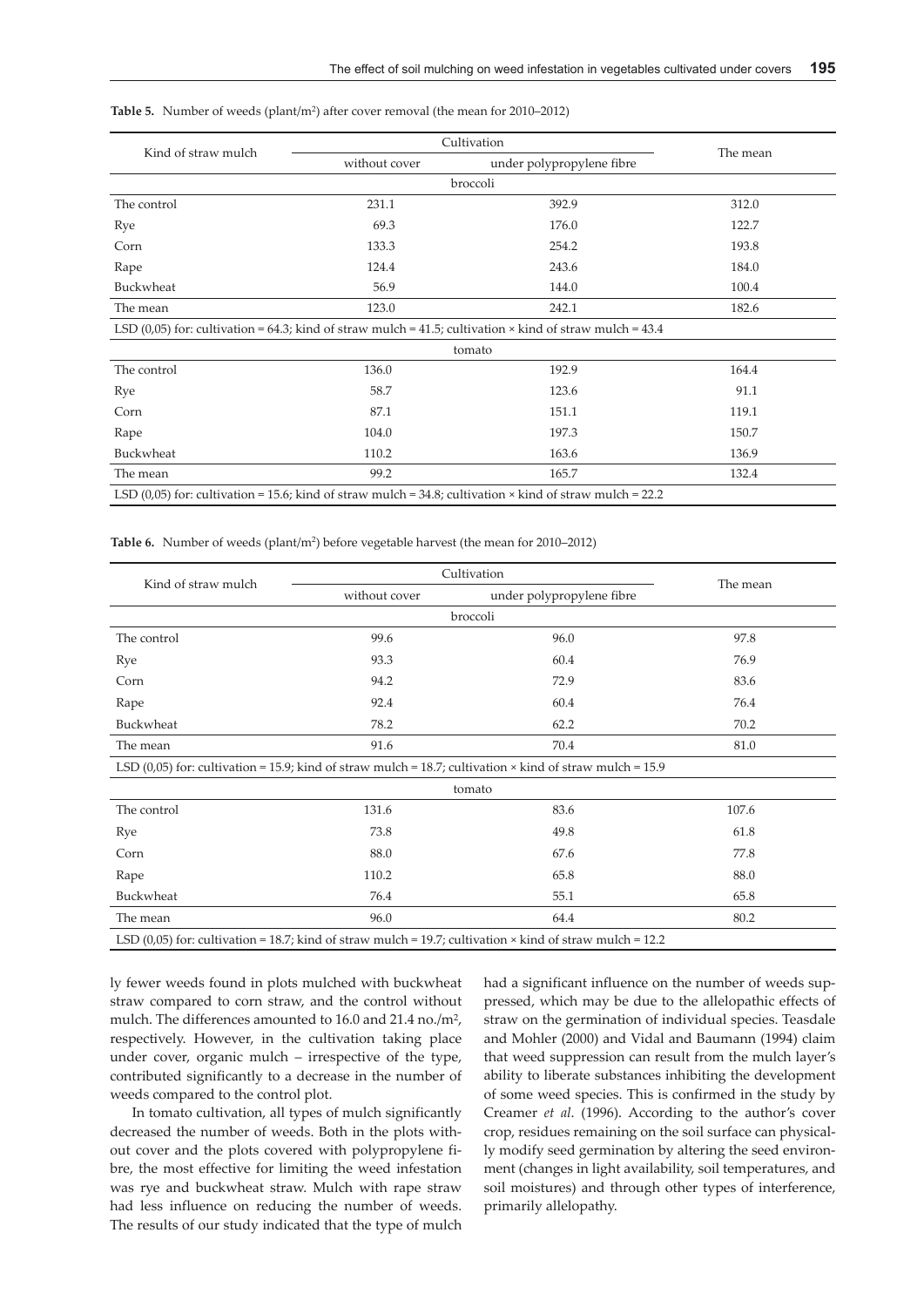**Table 5.** Number of weeds (plant/m²) after cover removal (the mean for 2010–2012)

| Kind of straw mulch | Cultivation | | The mean |
|---|---|---|---|
| | without cover | under polypropylene fibre | |
| | | broccoli | |
| The control | 231.1 | 392.9 | 312.0 |
| Rye | 69.3 | 176.0 | 122.7 |
| Corn | 133.3 | 254.2 | 193.8 |
| Rape | 124.4 | 243.6 | 184.0 |
| Buckwheat | 56.9 | 144.0 | 100.4 |
| The mean | 123.0 | 242.1 | 182.6 |
| LSD (0,05) for: cultivation = 64.3; kind of straw mulch = 41.5; cultivation × kind of straw mulch = 43.4 | | | |
| | | tomato | |
| The control | 136.0 | 192.9 | 164.4 |
| Rye | 58.7 | 123.6 | 91.1 |
| Corn | 87.1 | 151.1 | 119.1 |
| Rape | 104.0 | 197.3 | 150.7 |
| Buckwheat | 110.2 | 163.6 | 136.9 |
| The mean | 99.2 | 165.7 | 132.4 |
| LSD (0,05) for: cultivation = 15.6; kind of straw mulch = 34.8; cultivation × kind of straw mulch = 22.2 | | | |

**Table 6.** Number of weeds (plant/m²) before vegetable harvest (the mean for 2010–2012)

| Kind of straw mulch | Cultivation | | The mean |
|---|---|---|---|
| | without cover | under polypropylene fibre | |
| | | broccoli | |
| The control | 99.6 | 96.0 | 97.8 |
| Rye | 93.3 | 60.4 | 76.9 |
| Corn | 94.2 | 72.9 | 83.6 |
| Rape | 92.4 | 60.4 | 76.4 |
| Buckwheat | 78.2 | 62.2 | 70.2 |
| The mean | 91.6 | 70.4 | 81.0 |
| LSD (0,05) for: cultivation = 15.9; kind of straw mulch = 18.7; cultivation × kind of straw mulch = 15.9 | | | |
| | | tomato | |
| The control | 131.6 | 83.6 | 107.6 |
| Rye | 73.8 | 49.8 | 61.8 |
| Corn | 88.0 | 67.6 | 77.8 |
| Rape | 110.2 | 65.8 | 88.0 |
| Buckwheat | 76.4 | 55.1 | 65.8 |
| The mean | 96.0 | 64.4 | 80.2 |
| LSD (0,05) for: cultivation = 18.7; kind of straw mulch = 19.7; cultivation × kind of straw mulch = 12.2 | | | |

ly fewer weeds found in plots mulched with buckwheat straw compared to corn straw, and the control without mulch. The differences amounted to 16.0 and 21.4 no./m², respectively. However, in the cultivation taking place under cover, organic mulch – irrespective of the type, contributed significantly to a decrease in the number of weeds compared to the control plot.

In tomato cultivation, all types of mulch significantly decreased the number of weeds. Both in the plots without cover and the plots covered with polypropylene fibre, the most effective for limiting the weed infestation was rye and buckwheat straw. Mulch with rape straw had less influence on reducing the number of weeds. The results of our study indicated that the type of mulch had a significant influence on the number of weeds suppressed, which may be due to the allelopathic effects of straw on the germination of individual species. Teasdale and Mohler (2000) and Vidal and Baumann (1994) claim that weed suppression can result from the mulch layer's ability to liberate substances inhibiting the development of some weed species. This is confirmed in the study by Creamer *et al*. (1996). According to the author's cover crop, residues remaining on the soil surface can physically modify seed germination by altering the seed environment (changes in light availability, soil temperatures, and soil moistures) and through other types of interference, primarily allelopathy.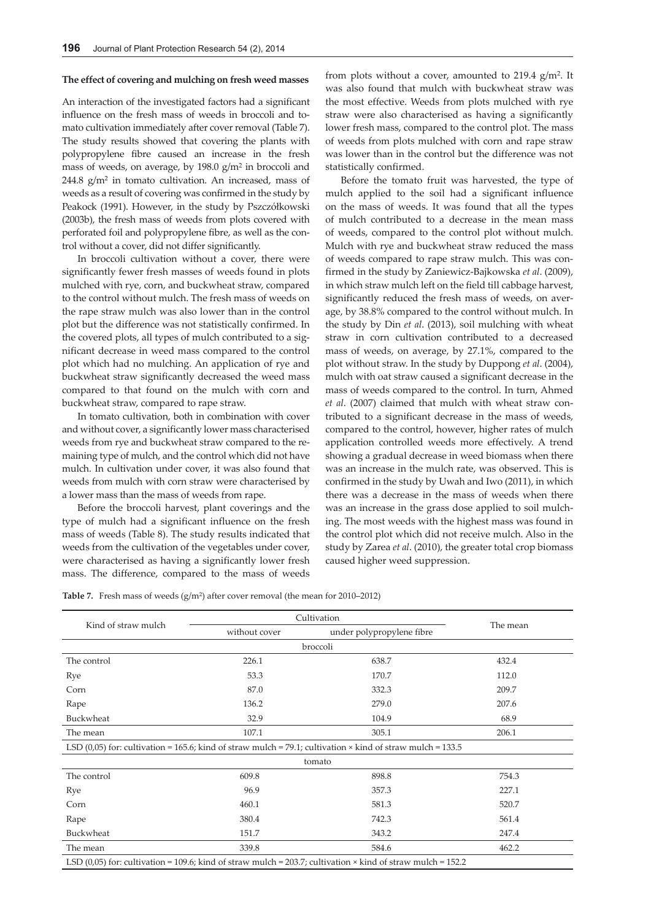**The effect of covering and mulching on fresh weed masses**

An interaction of the investigated factors had a significant influence on the fresh mass of weeds in broccoli and tomato cultivation immediately after cover removal (Table 7). The study results showed that covering the plants with polypropylene fibre caused an increase in the fresh mass of weeds, on average, by 198.0 g/m$^2$ in broccoli and 244.8 g/m$^2$ in tomato cultivation. An increased, mass of weeds as a result of covering was confirmed in the study by Peakock (1991). However, in the study by Pszczółkowski (2003b), the fresh mass of weeds from plots covered with perforated foil and polypropylene fibre, as well as the control without a cover, did not differ significantly.

In broccoli cultivation without a cover, there were significantly fewer fresh masses of weeds found in plots mulched with rye, corn, and buckwheat straw, compared to the control without mulch. The fresh mass of weeds on the rape straw mulch was also lower than in the control plot but the difference was not statistically confirmed. In the covered plots, all types of mulch contributed to a significant decrease in weed mass compared to the control plot which had no mulching. An application of rye and buckwheat straw significantly decreased the weed mass compared to that found on the mulch with corn and buckwheat straw, compared to rape straw.

In tomato cultivation, both in combination with cover and without cover, a significantly lower mass characterised weeds from rye and buckwheat straw compared to the remaining type of mulch, and the control which did not have mulch. In cultivation under cover, it was also found that weeds from mulch with corn straw were characterised by a lower mass than the mass of weeds from rape.

Before the broccoli harvest, plant coverings and the type of mulch had a significant influence on the fresh mass of weeds (Table 8). The study results indicated that weeds from the cultivation of the vegetables under cover, were characterised as having a significantly lower fresh mass. The difference, compared to the mass of weeds from plots without a cover, amounted to 219.4 g/m$^2$. It was also found that mulch with buckwheat straw was the most effective. Weeds from plots mulched with rye straw were also characterised as having a significantly lower fresh mass, compared to the control plot. The mass of weeds from plots mulched with corn and rape straw was lower than in the control but the difference was not statistically confirmed.

Before the tomato fruit was harvested, the type of mulch applied to the soil had a significant influence on the mass of weeds. It was found that all the types of mulch contributed to a decrease in the mean mass of weeds, compared to the control plot without mulch. Mulch with rye and buckwheat straw reduced the mass of weeds compared to rape straw mulch. This was confirmed in the study by Zaniewicz-Bajkowska *et al*. (2009), in which straw mulch left on the field till cabbage harvest, significantly reduced the fresh mass of weeds, on average, by 38.8% compared to the control without mulch. In the study by Din *et al*. (2013), soil mulching with wheat straw in corn cultivation contributed to a decreased mass of weeds, on average, by 27.1%, compared to the plot without straw. In the study by Duppong *et al*. (2004), mulch with oat straw caused a significant decrease in the mass of weeds compared to the control. In turn, Ahmed *et al*. (2007) claimed that mulch with wheat straw contributed to a significant decrease in the mass of weeds, compared to the control, however, higher rates of mulch application controlled weeds more effectively. A trend showing a gradual decrease in weed biomass when there was an increase in the mulch rate, was observed. This is confirmed in the study by Uwah and Iwo (2011), in which there was a decrease in the mass of weeds when there was an increase in the grass dose applied to soil mulching. The most weeds with the highest mass was found in the control plot which did not receive mulch. Also in the study by Zarea *et al*. (2010), the greater total crop biomass caused higher weed suppression.

**Table 7.** Fresh mass of weeds (g/m$^2$) after cover removal (the mean for 2010–2012)

| Kind of straw mulch | Cultivation | | The mean |
|---|---|---|---|
| | without cover | under polypropylene fibre | |
| **broccoli** | | | |
| The control | 226.1 | 638.7 | 432.4 |
| Rye | 53.3 | 170.7 | 112.0 |
| Corn | 87.0 | 332.3 | 209.7 |
| Rape | 136.2 | 279.0 | 207.6 |
| Buckwheat | 32.9 | 104.9 | 68.9 |
| The mean | 107.1 | 305.1 | 206.1 |
| LSD (0,05) for: cultivation = 165.6; kind of straw mulch = 79.1; cultivation × kind of straw mulch = 133.5 | | | |
| **tomato** | | | |
| The control | 609.8 | 898.8 | 754.3 |
| Rye | 96.9 | 357.3 | 227.1 |
| Corn | 460.1 | 581.3 | 520.7 |
| Rape | 380.4 | 742.3 | 561.4 |
| Buckwheat | 151.7 | 343.2 | 247.4 |
| The mean | 339.8 | 584.6 | 462.2 |
| LSD (0,05) for: cultivation = 109.6; kind of straw mulch = 203.7; cultivation × kind of straw mulch = 152.2 | | | |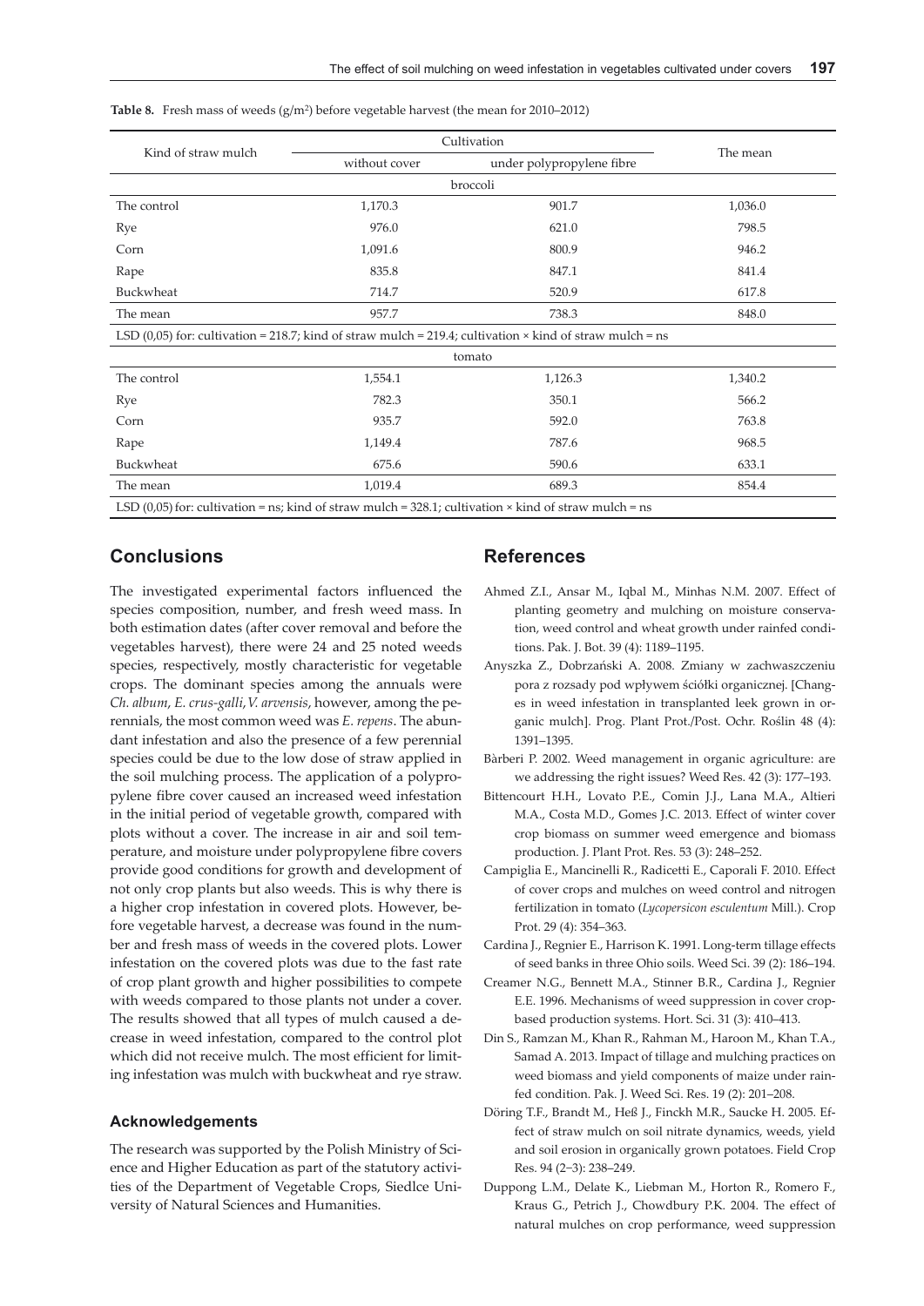**Table 8.** Fresh mass of weeds (g/m²) before vegetable harvest (the mean for 2010–2012)

| Kind of straw mulch | Cultivation | | The mean |
|---|---|---|---|
| | without cover | under polypropylene fibre | |
| | | broccoli | |
| The control | 1,170.3 | 901.7 | 1,036.0 |
| Rye | 976.0 | 621.0 | 798.5 |
| Corn | 1,091.6 | 800.9 | 946.2 |
| Rape | 835.8 | 847.1 | 841.4 |
| Buckwheat | 714.7 | 520.9 | 617.8 |
| The mean | 957.7 | 738.3 | 848.0 |
| LSD (0,05) for: cultivation = 218.7; kind of straw mulch = 219.4; cultivation × kind of straw mulch = ns | | | |
| | | tomato | |
| The control | 1,554.1 | 1,126.3 | 1,340.2 |
| Rye | 782.3 | 350.1 | 566.2 |
| Corn | 935.7 | 592.0 | 763.8 |
| Rape | 1,149.4 | 787.6 | 968.5 |
| Buckwheat | 675.6 | 590.6 | 633.1 |
| The mean | 1,019.4 | 689.3 | 854.4 |
| LSD (0,05) for: cultivation = ns; kind of straw mulch = 328.1; cultivation × kind of straw mulch = ns | | | |

## Conclusions

The investigated experimental factors influenced the species composition, number, and fresh weed mass. In both estimation dates (after cover removal and before the vegetables harvest), there were 24 and 25 noted weeds species, respectively, mostly characteristic for vegetable crops. The dominant species among the annuals were *Ch. album*, *E. crus-galli*, *V. arvensis*, however, among the perennials, the most common weed was *E. repens*. The abundant infestation and also the presence of a few perennial species could be due to the low dose of straw applied in the soil mulching process. The application of a polypropylene fibre cover caused an increased weed infestation in the initial period of vegetable growth, compared with plots without a cover. The increase in air and soil temperature, and moisture under polypropylene fibre covers provide good conditions for growth and development of not only crop plants but also weeds. This is why there is a higher crop infestation in covered plots. However, before vegetable harvest, a decrease was found in the number and fresh mass of weeds in the covered plots. Lower infestation on the covered plots was due to the fast rate of crop plant growth and higher possibilities to compete with weeds compared to those plants not under a cover. The results showed that all types of mulch caused a decrease in weed infestation, compared to the control plot which did not receive mulch. The most efficient for limiting infestation was mulch with buckwheat and rye straw.

### Acknowledgements

The research was supported by the Polish Ministry of Science and Higher Education as part of the statutory activities of the Department of Vegetable Crops, Siedlce University of Natural Sciences and Humanities.

## References

Ahmed Z.I., Ansar M., Iqbal M., Minhas N.M. 2007. Effect of planting geometry and mulching on moisture conservation, weed control and wheat growth under rainfed conditions. Pak. J. Bot. 39 (4): 1189–1195.

Anyszka Z., Dobrzański A. 2008. Zmiany w zachwaszczeniu pora z rozsady pod wpływem ściółki organicznej. [Changes in weed infestation in transplanted leek grown in organic mulch]. Prog. Plant Prot./Post. Ochr. Roślin 48 (4): 1391–1395.

Bàrberi P. 2002. Weed management in organic agriculture: are we addressing the right issues? Weed Res. 42 (3): 177–193.

Bittencourt H.H., Lovato P.E., Comin J.J., Lana M.A., Altieri M.A., Costa M.D., Gomes J.C. 2013. Effect of winter cover crop biomass on summer weed emergence and biomass production. J. Plant Prot. Res. 53 (3): 248–252.

Campiglia E., Mancinelli R., Radicetti E., Caporali F. 2010. Effect of cover crops and mulches on weed control and nitrogen fertilization in tomato (*Lycopersicon esculentum* Mill.). Crop Prot. 29 (4): 354–363.

Cardina J., Regnier E., Harrison K. 1991. Long-term tillage effects of seed banks in three Ohio soils. Weed Sci. 39 (2): 186–194.

Creamer N.G., Bennett M.A., Stinner B.R., Cardina J., Regnier E.E. 1996. Mechanisms of weed suppression in cover crop-based production systems. Hort. Sci. 31 (3): 410–413.

Din S., Ramzan M., Khan R., Rahman M., Haroon M., Khan T.A., Samad A. 2013. Impact of tillage and mulching practices on weed biomass and yield components of maize under rainfed condition. Pak. J. Weed Sci. Res. 19 (2): 201–208.

Döring T.F., Brandt M., Heß J., Finckh M.R., Saucke H. 2005. Effect of straw mulch on soil nitrate dynamics, weeds, yield and soil erosion in organically grown potatoes. Field Crop Res. 94 (2–3): 238–249.

Duppong L.M., Delate K., Liebman M., Horton R., Romero F., Kraus G., Petrich J., Chowdbury P.K. 2004. The effect of natural mulches on crop performance, weed suppression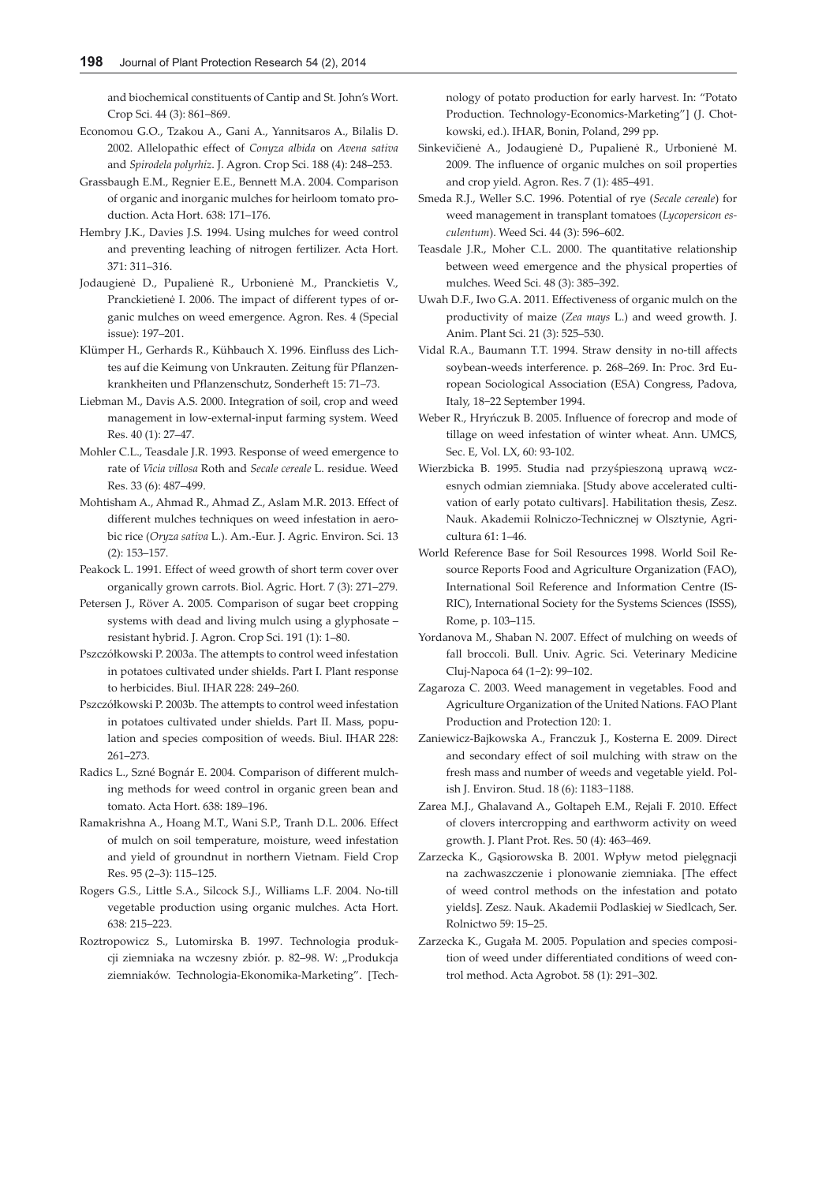and biochemical constituents of Cantip and St. John's Wort. Crop Sci. 44 (3): 861–869.

Economou G.O., Tzakou A., Gani A., Yannitsaros A., Bilalis D. 2002. Allelopathic effect of *Conyza albida* on *Avena sativa* and *Spirodela polyrhiz*. J. Agron. Crop Sci. 188 (4): 248–253.

Grassbaugh E.M., Regnier E.E., Bennett M.A. 2004. Comparison of organic and inorganic mulches for heirloom tomato production. Acta Hort. 638: 171–176.

Hembry J.K., Davies J.S. 1994. Using mulches for weed control and preventing leaching of nitrogen fertilizer. Acta Hort. 371: 311–316.

Jodaugienė D., Pupalienė R., Urbonienė M., Pranckietis V., Pranckietienė I. 2006. The impact of different types of organic mulches on weed emergence. Agron. Res. 4 (Special issue): 197–201.

Klümper H., Gerhards R., Kühbauch X. 1996. Einfluss des Lichtes auf die Keimung von Unkrauten. Zeitung für Pflanzenkrankheiten und Pflanzenschutz, Sonderheft 15: 71–73.

Liebman M., Davis A.S. 2000. Integration of soil, crop and weed management in low-external-input farming system. Weed Res. 40 (1): 27–47.

Mohler C.L., Teasdale J.R. 1993. Response of weed emergence to rate of *Vicia villosa* Roth and *Secale cereale* L. residue. Weed Res. 33 (6): 487–499.

Mohtisham A., Ahmad R., Ahmad Z., Aslam M.R. 2013. Effect of different mulches techniques on weed infestation in aerobic rice (*Oryza sativa* L.). Am.-Eur. J. Agric. Environ. Sci. 13 (2): 153–157.

Peakock L. 1991. Effect of weed growth of short term cover over organically grown carrots. Biol. Agric. Hort. 7 (3): 271–279.

Petersen J., Röver A. 2005. Comparison of sugar beet cropping systems with dead and living mulch using a glyphosate – resistant hybrid. J. Agron. Crop Sci. 191 (1): 1–80.

Pszczółkowski P. 2003a. The attempts to control weed infestation in potatoes cultivated under shields. Part I. Plant response to herbicides. Biul. IHAR 228: 249–260.

Pszczółkowski P. 2003b. The attempts to control weed infestation in potatoes cultivated under shields. Part II. Mass, population and species composition of weeds. Biul. IHAR 228: 261–273.

Radics L., Szné Bognár E. 2004. Comparison of different mulching methods for weed control in organic green bean and tomato. Acta Hort. 638: 189–196.

Ramakrishna A., Hoang M.T., Wani S.P., Tranh D.L. 2006. Effect of mulch on soil temperature, moisture, weed infestation and yield of groundnut in northern Vietnam. Field Crop Res. 95 (2–3): 115–125.

Rogers G.S., Little S.A., Silcock S.J., Williams L.F. 2004. No-till vegetable production using organic mulches. Acta Hort. 638: 215–223.

Roztropowicz S., Lutomirska B. 1997. Technologia produkcji ziemniaka na wczesny zbiór. p. 82–98. W: „Produkcja ziemniaków. Technologia-Ekonomika-Marketing". [Technology of potato production for early harvest. In: "Potato Production. Technology-Economics-Marketing"] (J. Chotkowski, ed.). IHAR, Bonin, Poland, 299 pp.

Sinkevičienė A., Jodaugienė D., Pupalienė R., Urbonienė M. 2009. The influence of organic mulches on soil properties and crop yield. Agron. Res. 7 (1): 485–491.

Smeda R.J., Weller S.C. 1996. Potential of rye (*Secale cereale*) for weed management in transplant tomatoes (*Lycopersicon esculentum*). Weed Sci. 44 (3): 596–602.

Teasdale J.R., Moher C.L. 2000. The quantitative relationship between weed emergence and the physical properties of mulches. Weed Sci. 48 (3): 385–392.

Uwah D.F., Iwo G.A. 2011. Effectiveness of organic mulch on the productivity of maize (*Zea mays* L.) and weed growth. J. Anim. Plant Sci. 21 (3): 525–530.

Vidal R.A., Baumann T.T. 1994. Straw density in no-till affects soybean-weeds interference. p. 268–269. In: Proc. 3rd European Sociological Association (ESA) Congress, Padova, Italy, 18−22 September 1994.

Weber R., Hryńczuk B. 2005. Influence of forecrop and mode of tillage on weed infestation of winter wheat. Ann. UMCS, Sec. E, Vol. LX, 60: 93-102.

Wierzbicka B. 1995. Studia nad przyśpieszoną uprawą wczesnych odmian ziemniaka. [Study above accelerated cultivation of early potato cultivars]. Habilitation thesis, Zesz. Nauk. Akademii Rolniczo-Technicznej w Olsztynie, Agricultura 61: 1–46.

World Reference Base for Soil Resources 1998. World Soil Resource Reports Food and Agriculture Organization (FAO), International Soil Reference and Information Centre (ISRIC), International Society for the Systems Sciences (ISSS), Rome, p. 103–115.

Yordanova M., Shaban N. 2007. Effect of mulching on weeds of fall broccoli. Bull. Univ. Agric. Sci. Veterinary Medicine Cluj-Napoca 64 (1−2): 99−102.

Zagaroza C. 2003. Weed management in vegetables. Food and Agriculture Organization of the United Nations. FAO Plant Production and Protection 120: 1.

Zaniewicz-Bajkowska A., Franczuk J., Kosterna E. 2009. Direct and secondary effect of soil mulching with straw on the fresh mass and number of weeds and vegetable yield. Polish J. Environ. Stud. 18 (6): 1183−1188.

Zarea M.J., Ghalavand A., Goltapeh E.M., Rejali F. 2010. Effect of clovers intercropping and earthworm activity on weed growth. J. Plant Prot. Res. 50 (4): 463–469.

Zarzecka K., Gąsiorowska B. 2001. Wpływ metod pielęgnacji na zachwaszczenie i plonowanie ziemniaka. [The effect of weed control methods on the infestation and potato yields]. Zesz. Nauk. Akademii Podlaskiej w Siedlcach, Ser. Rolnictwo 59: 15–25.

Zarzecka K., Gugała M. 2005. Population and species composition of weed under differentiated conditions of weed control method. Acta Agrobot. 58 (1): 291–302.